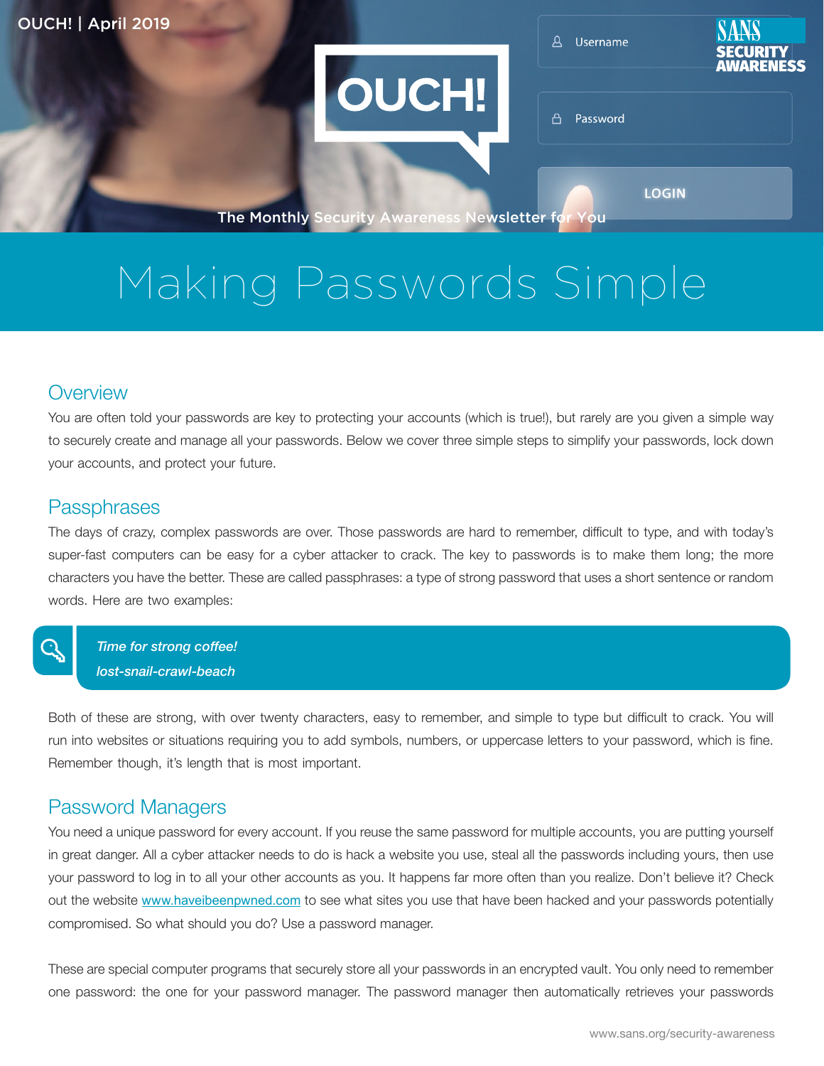OUCH! | April 2019

# OUCH!

The Monthly Security Awareness Newsletter for You

# Making Passwords Simple

## Overview

You are often told your passwords are key to protecting your accounts (which is true!), but rarely are you given a simple way to securely create and manage all your passwords. Below we cover three simple steps to simplify your passwords, lock down your accounts, and protect your future.

## Passphrases

The days of crazy, complex passwords are over. Those passwords are hard to remember, difficult to type, and with today's super-fast computers can be easy for a cyber attacker to crack. The key to passwords is to make them long; the more characters you have the better. These are called passphrases: a type of strong password that uses a short sentence or random words. Here are two examples:

> *Time for strong coffee!*
>
> *lost-snail-crawl-beach*

Both of these are strong, with over twenty characters, easy to remember, and simple to type but difficult to crack. You will run into websites or situations requiring you to add symbols, numbers, or uppercase letters to your password, which is fine. Remember though, it's length that is most important.

## Password Managers

You need a unique password for every account. If you reuse the same password for multiple accounts, you are putting yourself in great danger. All a cyber attacker needs to do is hack a website you use, steal all the passwords including yours, then use your password to log in to all your other accounts as you. It happens far more often than you realize. Don't believe it? Check out the website www.haveibeenpwned.com to see what sites you use that have been hacked and your passwords potentially compromised. So what should you do? Use a password manager.

These are special computer programs that securely store all your passwords in an encrypted vault. You only need to remember one password: the one for your password manager. The password manager then automatically retrieves your passwords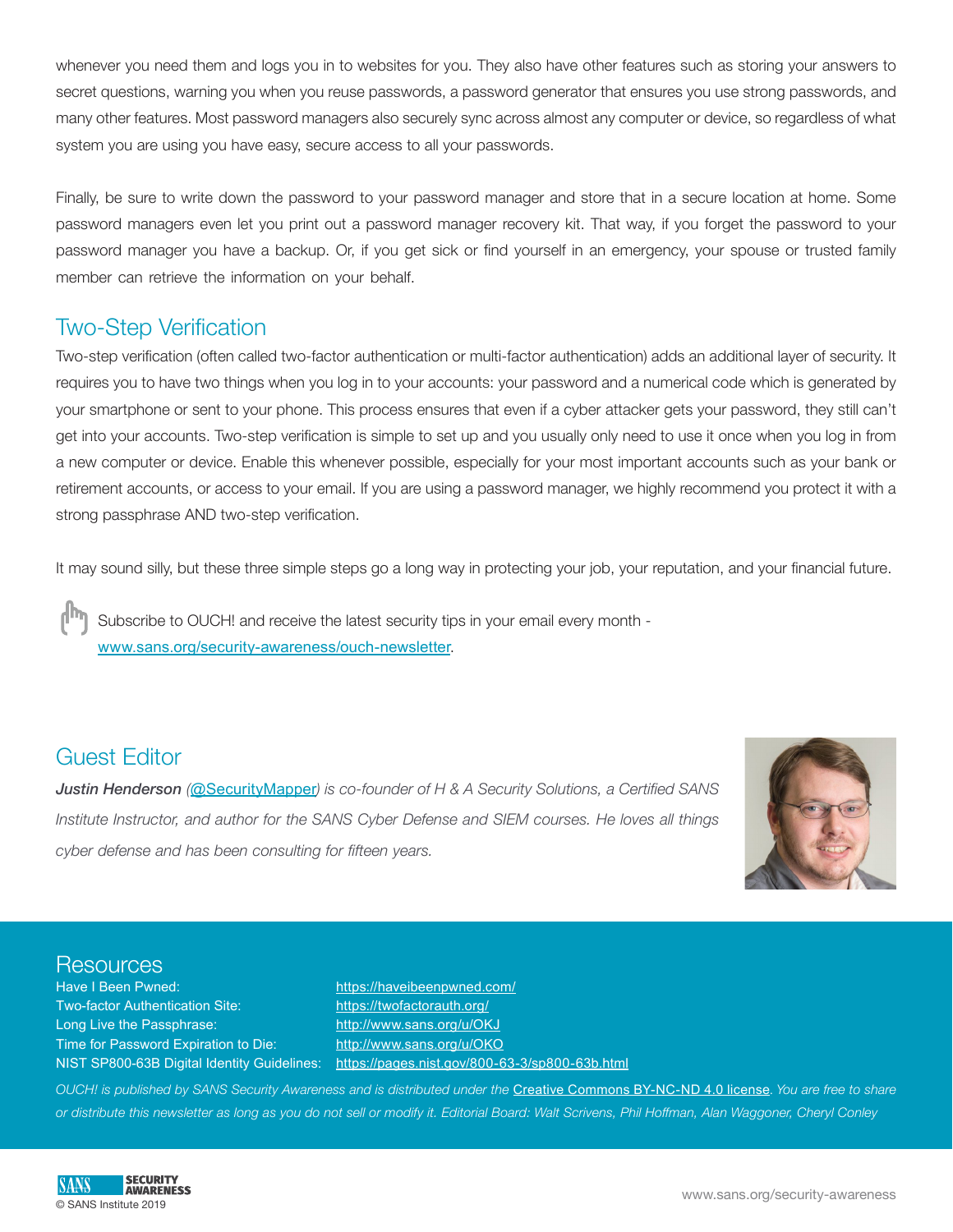whenever you need them and logs you in to websites for you. They also have other features such as storing your answers to secret questions, warning you when you reuse passwords, a password generator that ensures you use strong passwords, and many other features. Most password managers also securely sync across almost any computer or device, so regardless of what system you are using you have easy, secure access to all your passwords.

Finally, be sure to write down the password to your password manager and store that in a secure location at home. Some password managers even let you print out a password manager recovery kit. That way, if you forget the password to your password manager you have a backup. Or, if you get sick or find yourself in an emergency, your spouse or trusted family member can retrieve the information on your behalf.

## Two-Step Verification

Two-step verification (often called two-factor authentication or multi-factor authentication) adds an additional layer of security. It requires you to have two things when you log in to your accounts: your password and a numerical code which is generated by your smartphone or sent to your phone. This process ensures that even if a cyber attacker gets your password, they still can't get into your accounts. Two-step verification is simple to set up and you usually only need to use it once when you log in from a new computer or device. Enable this whenever possible, especially for your most important accounts such as your bank or retirement accounts, or access to your email. If you are using a password manager, we highly recommend you protect it with a strong passphrase AND two-step verification.

It may sound silly, but these three simple steps go a long way in protecting your job, your reputation, and your financial future.

Subscribe to OUCH! and receive the latest security tips in your email every month - [www.sans.org/security-awareness/ouch-newsletter](www.sans.org/security-awareness/ouch-newsletter).

## Guest Editor

***Justin Henderson*** *([@SecurityMapper](@SecurityMapper)) is co-founder of H & A Security Solutions, a Certified SANS Institute Instructor, and author for the SANS Cyber Defense and SIEM courses. He loves all things cyber defense and has been consulting for fifteen years.*

## Resources

| | |
|---|---|
| Have I Been Pwned: | https://haveibeenpwned.com/ |
| Two-factor Authentication Site: | https://twofactorauth.org/ |
| Long Live the Passphrase: | http://www.sans.org/u/OKJ |
| Time for Password Expiration to Die: | http://www.sans.org/u/OKO |
| NIST SP800-63B Digital Identity Guidelines: | https://pages.nist.gov/800-63-3/sp800-63b.html |

*OUCH! is published by SANS Security Awareness and is distributed under the* [Creative Commons BY-NC-ND 4.0 license](Creative Commons BY-NC-ND 4.0 license). *You are free to share or distribute this newsletter as long as you do not sell or modify it. Editorial Board: Walt Scrivens, Phil Hoffman, Alan Waggoner, Cheryl Conley*

© SANS Institute 2019

www.sans.org/security-awareness